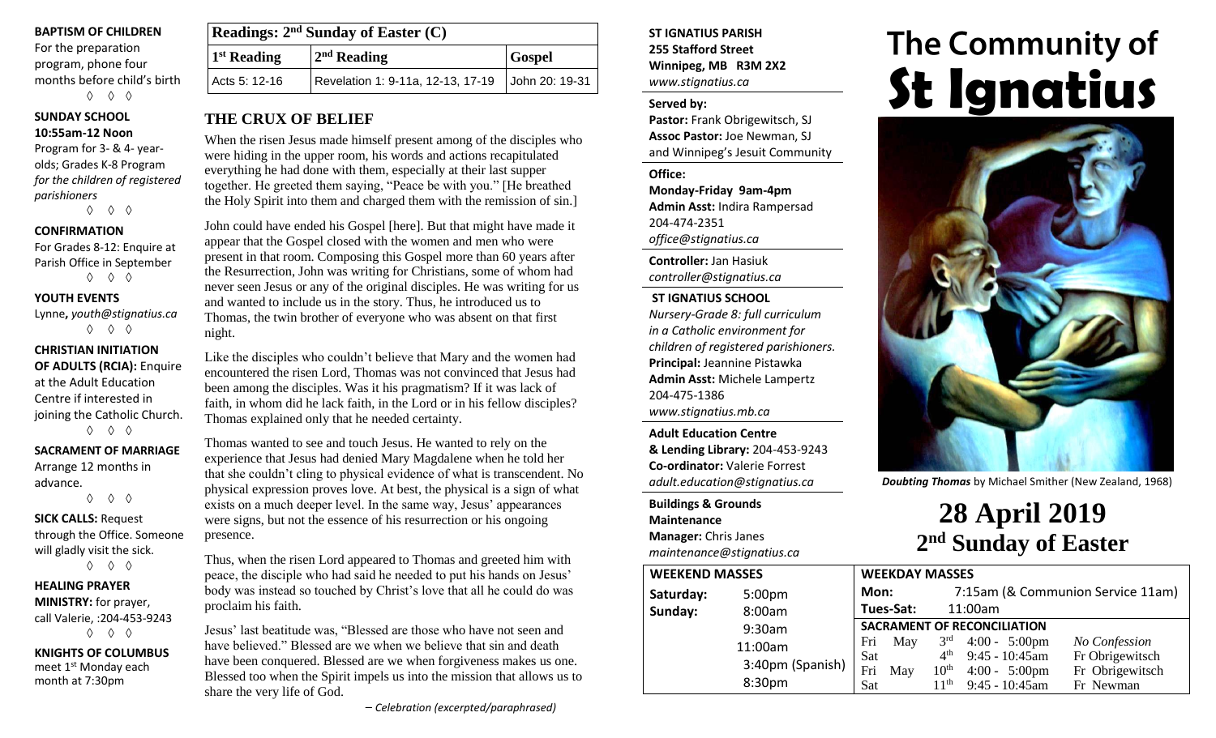**BAPTISM OF CHILDREN**
For the preparation program, phone four months before child's birth

◊ ◊ ◊

**SUNDAY SCHOOL 10:55am-12 Noon**
Program for 3- & 4- year-olds; Grades K-8 Program *for the children of registered parishioners*

◊ ◊ ◊

**CONFIRMATION**
For Grades 8-12: Enquire at Parish Office in September

◊ ◊ ◊

**YOUTH EVENTS**
Lynne, *youth@stignatius.ca*

◊ ◊ ◊

**CHRISTIAN INITIATION OF ADULTS (RCIA):** Enquire at the Adult Education Centre if interested in joining the Catholic Church.

◊ ◊ ◊

**SACRAMENT OF MARRIAGE**
Arrange 12 months in advance.

◊ ◊ ◊

**SICK CALLS:** Request through the Office. Someone will gladly visit the sick.

◊ ◊ ◊

**HEALING PRAYER MINISTRY:** for prayer, call Valerie, :204-453-9243

◊ ◊ ◊

**KNIGHTS OF COLUMBUS**
meet 1st Monday each month at 7:30pm

| Readings: 2nd Sunday of Easter (C) | | |
|---|---|---|
| 1st Reading | 2nd Reading | Gospel |
| Acts 5: 12-16 | Revelation 1: 9-11a, 12-13, 17-19 | John 20: 19-31 |

## THE CRUX OF BELIEF

When the risen Jesus made himself present among of the disciples who were hiding in the upper room, his words and actions recapitulated everything he had done with them, especially at their last supper together. He greeted them saying, "Peace be with you." [He breathed the Holy Spirit into them and charged them with the remission of sin.]

John could have ended his Gospel [here]. But that might have made it appear that the Gospel closed with the women and men who were present in that room. Composing this Gospel more than 60 years after the Resurrection, John was writing for Christians, some of whom had never seen Jesus or any of the original disciples. He was writing for us and wanted to include us in the story. Thus, he introduced us to Thomas, the twin brother of everyone who was absent on that first night.

Like the disciples who couldn't believe that Mary and the women had encountered the risen Lord, Thomas was not convinced that Jesus had been among the disciples. Was it his pragmatism? If it was lack of faith, in whom did he lack faith, in the Lord or in his fellow disciples? Thomas explained only that he needed certainty.

Thomas wanted to see and touch Jesus. He wanted to rely on the experience that Jesus had denied Mary Magdalene when he told her that she couldn't cling to physical evidence of what is transcendent. No physical expression proves love. At best, the physical is a sign of what exists on a much deeper level. In the same way, Jesus' appearances were signs, but not the essence of his resurrection or his ongoing presence.

Thus, when the risen Lord appeared to Thomas and greeted him with peace, the disciple who had said he needed to put his hands on Jesus' body was instead so touched by Christ's love that all he could do was proclaim his faith.

Jesus' last beatitude was, "Blessed are those who have not seen and have believed." Blessed are we when we believe that sin and death have been conquered. Blessed are we when forgiveness makes us one. Blessed too when the Spirit impels us into the mission that allows us to share the very life of God.

– *Celebration (excerpted/paraphrased)*

**ST IGNATIUS PARISH**
**255 Stafford Street**
**Winnipeg, MB R3M 2X2**
*www.stignatius.ca*

**Served by:**
**Pastor:** Frank Obrigewitsch, SJ
**Assoc Pastor:** Joe Newman, SJ
and Winnipeg's Jesuit Community

**Office:**
**Monday-Friday 9am-4pm**
**Admin Asst:** Indira Rampersad
204-474-2351
*office@stignatius.ca*

**Controller:** Jan Hasiuk
*controller@stignatius.ca*

**ST IGNATIUS SCHOOL**
*Nursery-Grade 8: full curriculum in a Catholic environment for children of registered parishioners.*
**Principal:** Jeannine Pistawka
**Admin Asst:** Michele Lampertz
204-475-1386
*www.stignatius.mb.ca*

**Adult Education Centre & Lending Library:** 204-453-9243
**Co-ordinator:** Valerie Forrest
*adult.education@stignatius.ca*

**Buildings & Grounds Maintenance**
**Manager:** Chris Janes
*maintenance@stignatius.ca*

| WEEKEND MASSES | |
|---|---|
| Saturday: | 5:00pm |
| Sunday: | 8:00am |
| | 9:30am |
| | 11:00am |
| | 3:40pm (Spanish) |
| | 8:30pm |

# The Community of St Ignatius

***Doubting Thomas*** by Michael Smither (New Zealand, 1968)

# 28 April 2019
## 2nd Sunday of Easter

**WEEKDAY MASSES**

| | |
|---|---|
| Mon: | 7:15am (& Communion Service 11am) |
| Tues-Sat: | 11:00am |

**SACRAMENT OF RECONCILIATION**

| Day | Date | Time | Confessor |
|---|---|---|---|
| Fri May | 3rd | 4:00 - 5:00pm | *No Confession* |
| Sat | 4th | 9:45 - 10:45am | Fr Obrigewitsch |
| Fri May | 10th | 4:00 - 5:00pm | Fr Obrigewitsch |
| Sat | 11th | 9:45 - 10:45am | Fr Newman |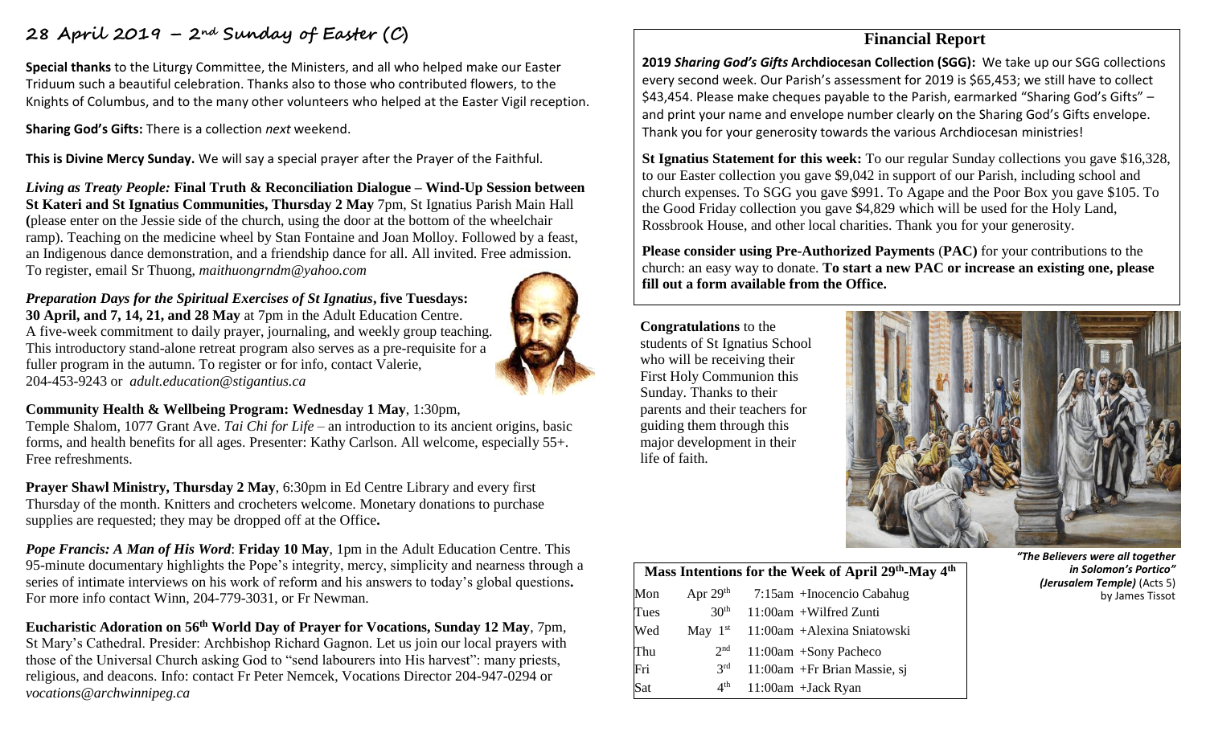# 28 April 2019 – 2nd Sunday of Easter (C)

**Special thanks** to the Liturgy Committee, the Ministers, and all who helped make our Easter Triduum such a beautiful celebration. Thanks also to those who contributed flowers, to the Knights of Columbus, and to the many other volunteers who helped at the Easter Vigil reception.

**Sharing God's Gifts:** There is a collection *next* weekend.

**This is Divine Mercy Sunday.** We will say a special prayer after the Prayer of the Faithful.

***Living as Treaty People:*** **Final Truth & Reconciliation Dialogue – Wind-Up Session between St Kateri and St Ignatius Communities, Thursday 2 May** 7pm, St Ignatius Parish Main Hall (please enter on the Jessie side of the church, using the door at the bottom of the wheelchair ramp). Teaching on the medicine wheel by Stan Fontaine and Joan Molloy. Followed by a feast, an Indigenous dance demonstration, and a friendship dance for all. All invited. Free admission. To register, email Sr Thuong, *maithuongrndm@yahoo.com*

***Preparation Days for the Spiritual Exercises of St Ignatius*, five Tuesdays: 30 April, and 7, 14, 21, and 28 May** at 7pm in the Adult Education Centre. A five-week commitment to daily prayer, journaling, and weekly group teaching. This introductory stand-alone retreat program also serves as a pre-requisite for a fuller program in the autumn. To register or for info, contact Valerie, 204-453-9243 or *adult.education@stigantius.ca*

**Community Health & Wellbeing Program: Wednesday 1 May**, 1:30pm, Temple Shalom, 1077 Grant Ave. *Tai Chi for Life* – an introduction to its ancient origins, basic forms, and health benefits for all ages. Presenter: Kathy Carlson. All welcome, especially 55+. Free refreshments.

**Prayer Shawl Ministry, Thursday 2 May**, 6:30pm in Ed Centre Library and every first Thursday of the month. Knitters and crocheters welcome. Monetary donations to purchase supplies are requested; they may be dropped off at the Office**.**

***Pope Francis: A Man of His Word*: Friday 10 May**, 1pm in the Adult Education Centre. This 95-minute documentary highlights the Pope's integrity, mercy, simplicity and nearness through a series of intimate interviews on his work of reform and his answers to today's global questions**.** For more info contact Winn, 204-779-3031, or Fr Newman.

**Eucharistic Adoration on 56th World Day of Prayer for Vocations, Sunday 12 May**, 7pm, St Mary's Cathedral. Presider: Archbishop Richard Gagnon. Let us join our local prayers with those of the Universal Church asking God to "send labourers into His harvest": many priests, religious, and deacons. Info: contact Fr Peter Nemcek, Vocations Director 204-947-0294 or *vocations@archwinnipeg.ca*

## Financial Report

**2019 *Sharing God's Gifts* Archdiocesan Collection (SGG):** We take up our SGG collections every second week. Our Parish's assessment for 2019 is $65,453; we still have to collect $43,454. Please make cheques payable to the Parish, earmarked "Sharing God's Gifts" – and print your name and envelope number clearly on the Sharing God's Gifts envelope. Thank you for your generosity towards the various Archdiocesan ministries!

**St Ignatius Statement for this week:** To our regular Sunday collections you gave $16,328, to our Easter collection you gave $9,042 in support of our Parish, including school and church expenses. To SGG you gave $991. To Agape and the Poor Box you gave $105. To the Good Friday collection you gave $4,829 which will be used for the Holy Land, Rossbrook House, and other local charities. Thank you for your generosity.

**Please consider using Pre-Authorized Payments** (**PAC)** for your contributions to the church: an easy way to donate. **To start a new PAC or increase an existing one, please fill out a form available from the Office.**

**Congratulations** to the students of St Ignatius School who will be receiving their First Holy Communion this Sunday. Thanks to their parents and their teachers for guiding them through this major development in their life of faith.

*"The Believers were all together in Solomon's Portico" (Jerusalem Temple)* (Acts 5) by James Tissot

| Mass Intentions for the Week of April 29th-May 4th | | |
|---|---|---|
| Mon | Apr 29th | 7:15am +Inocencio Cabahug |
| Tues | 30th | 11:00am +Wilfred Zunti |
| Wed | May 1st | 11:00am +Alexina Sniatowski |
| Thu | 2nd | 11:00am +Sony Pacheco |
| Fri | 3rd | 11:00am +Fr Brian Massie, sj |
| Sat | 4th | 11:00am +Jack Ryan |